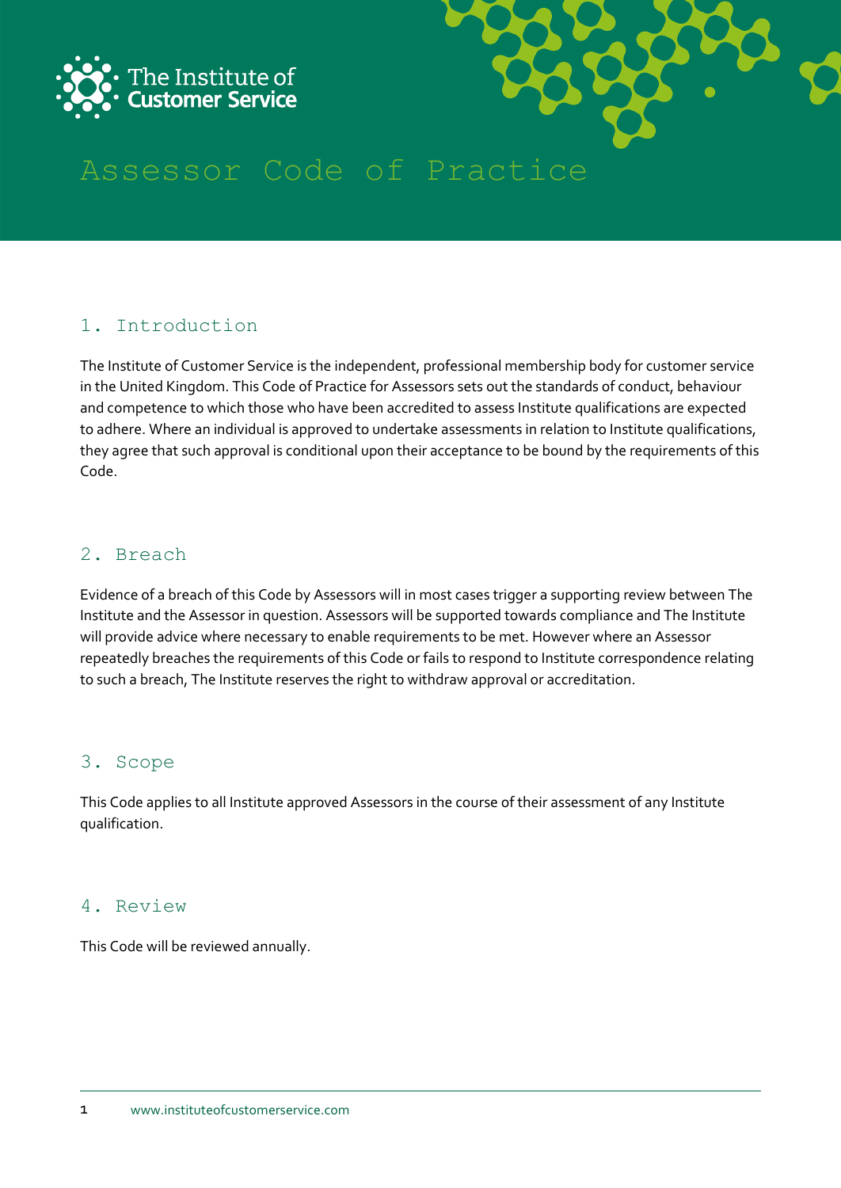The Institute of Customer Service

# Assessor Code of Practice

## 1. Introduction

The Institute of Customer Service is the independent, professional membership body for customer service in the United Kingdom. This Code of Practice for Assessors sets out the standards of conduct, behaviour and competence to which those who have been accredited to assess Institute qualifications are expected to adhere. Where an individual is approved to undertake assessments in relation to Institute qualifications, they agree that such approval is conditional upon their acceptance to be bound by the requirements of this Code.

## 2. Breach

Evidence of a breach of this Code by Assessors will in most cases trigger a supporting review between The Institute and the Assessor in question. Assessors will be supported towards compliance and The Institute will provide advice where necessary to enable requirements to be met. However where an Assessor repeatedly breaches the requirements of this Code or fails to respond to Institute correspondence relating to such a breach, The Institute reserves the right to withdraw approval or accreditation.

## 3. Scope

This Code applies to all Institute approved Assessors in the course of their assessment of any Institute qualification.

## 4. Review

This Code will be reviewed annually.

www.instituteofcustomerservice.com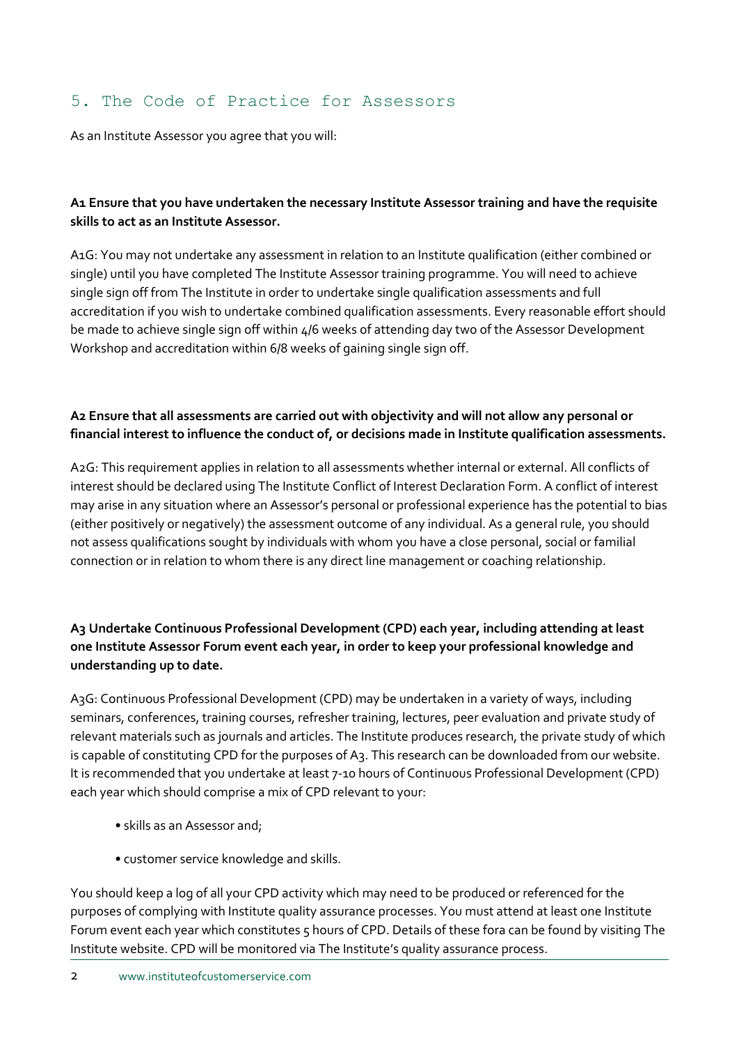## 5. The Code of Practice for Assessors

As an Institute Assessor you agree that you will:

**A1 Ensure that you have undertaken the necessary Institute Assessor training and have the requisite skills to act as an Institute Assessor.**

A1G: You may not undertake any assessment in relation to an Institute qualification (either combined or single) until you have completed The Institute Assessor training programme. You will need to achieve single sign off from The Institute in order to undertake single qualification assessments and full accreditation if you wish to undertake combined qualification assessments. Every reasonable effort should be made to achieve single sign off within 4/6 weeks of attending day two of the Assessor Development Workshop and accreditation within 6/8 weeks of gaining single sign off.

**A2 Ensure that all assessments are carried out with objectivity and will not allow any personal or financial interest to influence the conduct of, or decisions made in Institute qualification assessments.**

A2G: This requirement applies in relation to all assessments whether internal or external. All conflicts of interest should be declared using The Institute Conflict of Interest Declaration Form. A conflict of interest may arise in any situation where an Assessor's personal or professional experience has the potential to bias (either positively or negatively) the assessment outcome of any individual. As a general rule, you should not assess qualifications sought by individuals with whom you have a close personal, social or familial connection or in relation to whom there is any direct line management or coaching relationship.

**A3 Undertake Continuous Professional Development (CPD) each year, including attending at least one Institute Assessor Forum event each year, in order to keep your professional knowledge and understanding up to date.**

A3G: Continuous Professional Development (CPD) may be undertaken in a variety of ways, including seminars, conferences, training courses, refresher training, lectures, peer evaluation and private study of relevant materials such as journals and articles. The Institute produces research, the private study of which is capable of constituting CPD for the purposes of A3. This research can be downloaded from our website. It is recommended that you undertake at least 7-10 hours of Continuous Professional Development (CPD) each year which should comprise a mix of CPD relevant to your:

- skills as an Assessor and;
- customer service knowledge and skills.

You should keep a log of all your CPD activity which may need to be produced or referenced for the purposes of complying with Institute quality assurance processes. You must attend at least one Institute Forum event each year which constitutes 5 hours of CPD. Details of these fora can be found by visiting The Institute website. CPD will be monitored via The Institute's quality assurance process.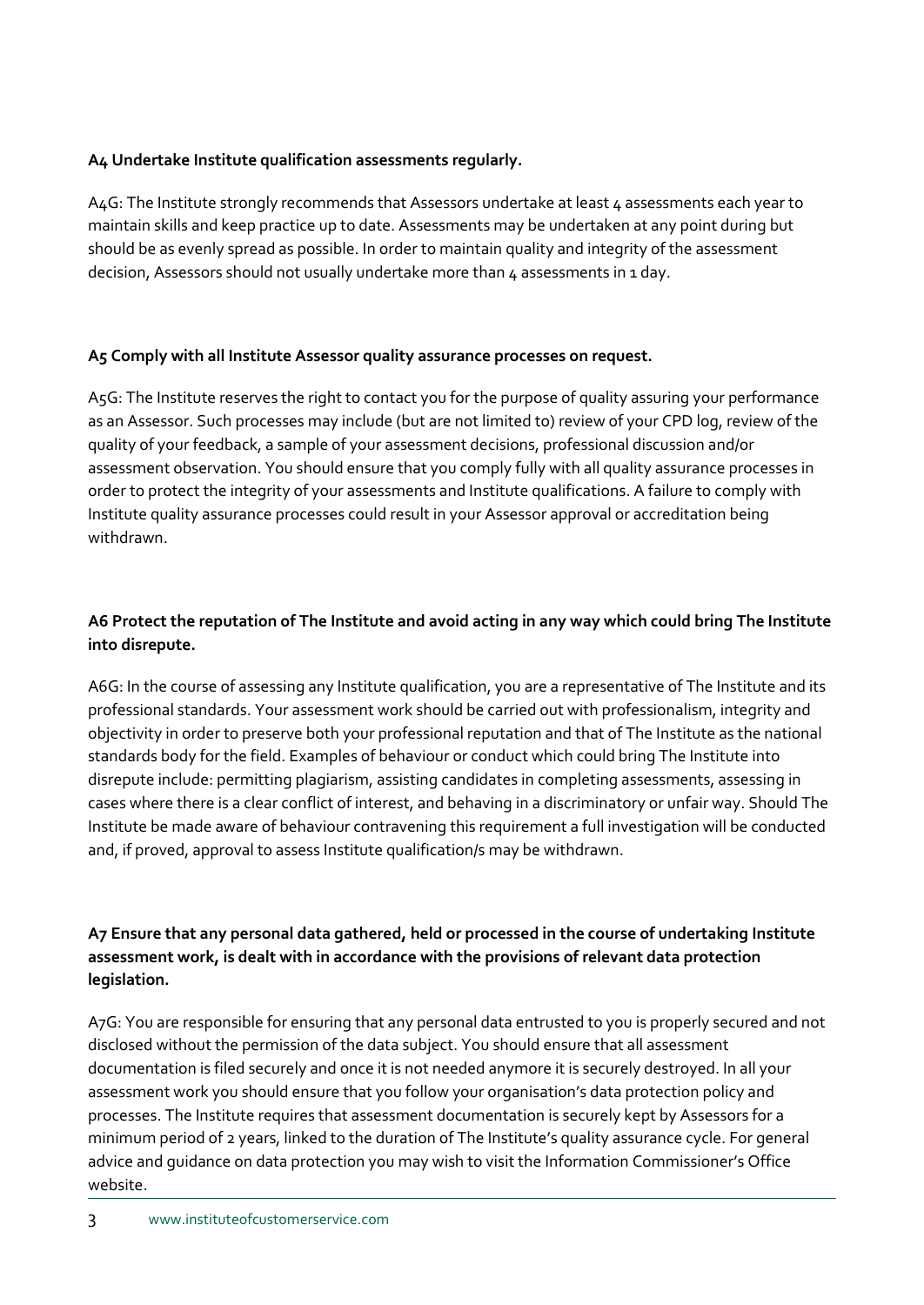**A4 Undertake Institute qualification assessments regularly.**

A4G: The Institute strongly recommends that Assessors undertake at least 4 assessments each year to maintain skills and keep practice up to date. Assessments may be undertaken at any point during but should be as evenly spread as possible. In order to maintain quality and integrity of the assessment decision, Assessors should not usually undertake more than 4 assessments in 1 day.

**A5 Comply with all Institute Assessor quality assurance processes on request.**

A5G: The Institute reserves the right to contact you for the purpose of quality assuring your performance as an Assessor. Such processes may include (but are not limited to) review of your CPD log, review of the quality of your feedback, a sample of your assessment decisions, professional discussion and/or assessment observation. You should ensure that you comply fully with all quality assurance processes in order to protect the integrity of your assessments and Institute qualifications. A failure to comply with Institute quality assurance processes could result in your Assessor approval or accreditation being withdrawn.

**A6 Protect the reputation of The Institute and avoid acting in any way which could bring The Institute into disrepute.**

A6G: In the course of assessing any Institute qualification, you are a representative of The Institute and its professional standards. Your assessment work should be carried out with professionalism, integrity and objectivity in order to preserve both your professional reputation and that of The Institute as the national standards body for the field. Examples of behaviour or conduct which could bring The Institute into disrepute include: permitting plagiarism, assisting candidates in completing assessments, assessing in cases where there is a clear conflict of interest, and behaving in a discriminatory or unfair way. Should The Institute be made aware of behaviour contravening this requirement a full investigation will be conducted and, if proved, approval to assess Institute qualification/s may be withdrawn.

**A7 Ensure that any personal data gathered, held or processed in the course of undertaking Institute assessment work, is dealt with in accordance with the provisions of relevant data protection legislation.**

A7G: You are responsible for ensuring that any personal data entrusted to you is properly secured and not disclosed without the permission of the data subject. You should ensure that all assessment documentation is filed securely and once it is not needed anymore it is securely destroyed. In all your assessment work you should ensure that you follow your organisation's data protection policy and processes. The Institute requires that assessment documentation is securely kept by Assessors for a minimum period of 2 years, linked to the duration of The Institute's quality assurance cycle. For general advice and guidance on data protection you may wish to visit the Information Commissioner's Office website.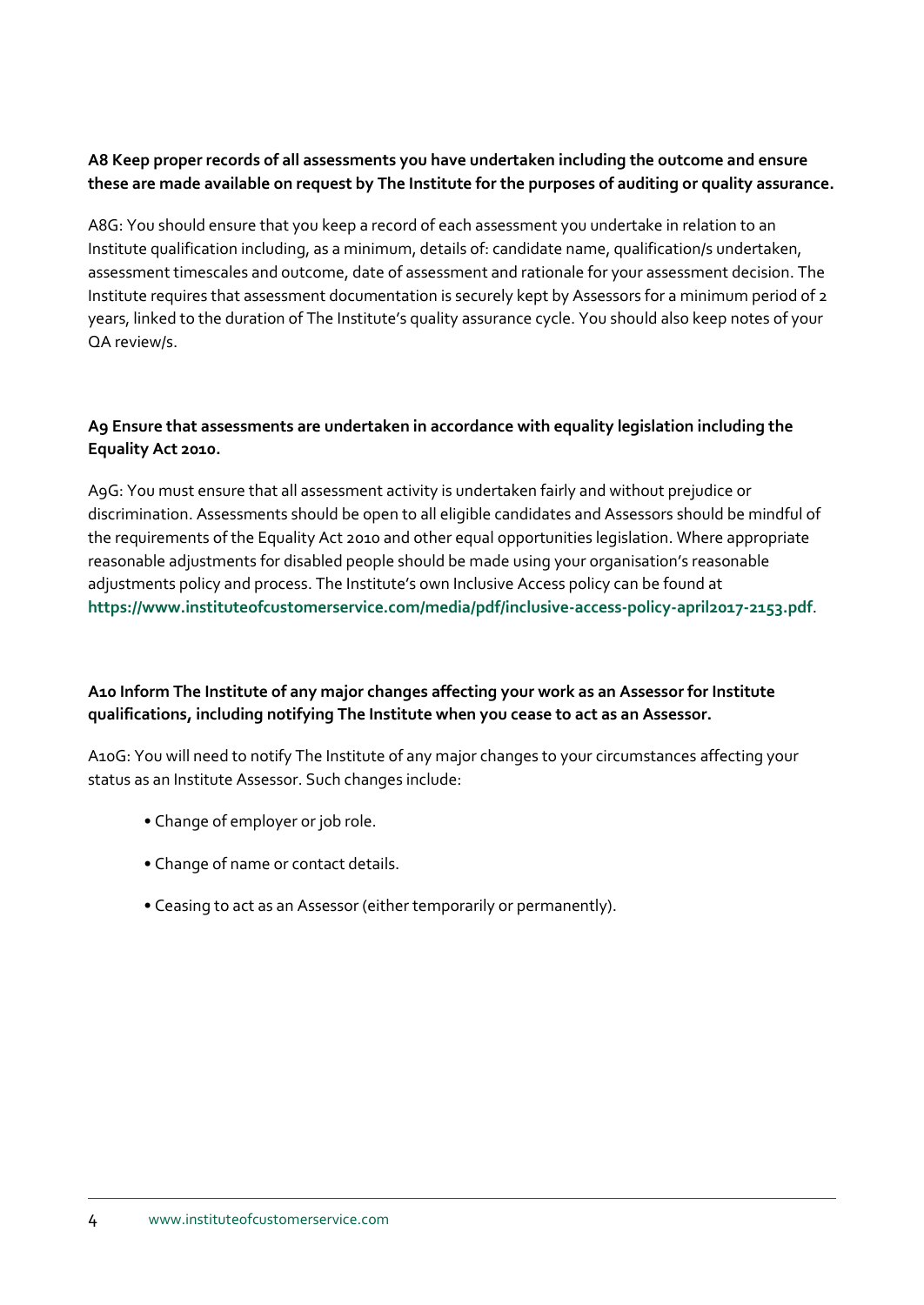**A8 Keep proper records of all assessments you have undertaken including the outcome and ensure these are made available on request by The Institute for the purposes of auditing or quality assurance.**

A8G: You should ensure that you keep a record of each assessment you undertake in relation to an Institute qualification including, as a minimum, details of: candidate name, qualification/s undertaken, assessment timescales and outcome, date of assessment and rationale for your assessment decision. The Institute requires that assessment documentation is securely kept by Assessors for a minimum period of 2 years, linked to the duration of The Institute's quality assurance cycle. You should also keep notes of your QA review/s.

**A9 Ensure that assessments are undertaken in accordance with equality legislation including the Equality Act 2010.**

A9G: You must ensure that all assessment activity is undertaken fairly and without prejudice or discrimination. Assessments should be open to all eligible candidates and Assessors should be mindful of the requirements of the Equality Act 2010 and other equal opportunities legislation. Where appropriate reasonable adjustments for disabled people should be made using your organisation's reasonable adjustments policy and process. The Institute's own Inclusive Access policy can be found at **https://www.instituteofcustomerservice.com/media/pdf/inclusive-access-policy-april2017-2153.pdf**.

**A10 Inform The Institute of any major changes affecting your work as an Assessor for Institute qualifications, including notifying The Institute when you cease to act as an Assessor.**

A10G: You will need to notify The Institute of any major changes to your circumstances affecting your status as an Institute Assessor. Such changes include:

- Change of employer or job role.
- Change of name or contact details.
- Ceasing to act as an Assessor (either temporarily or permanently).